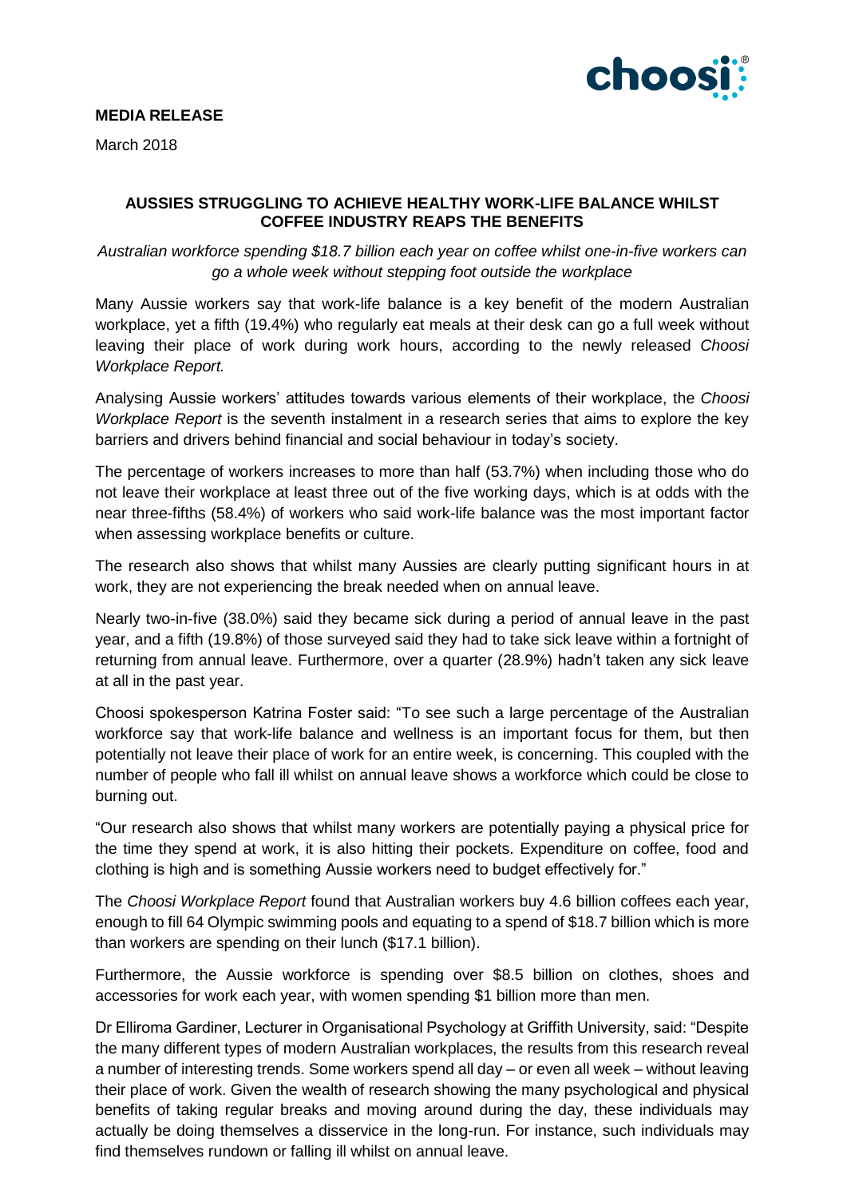**MEDIA RELEASE**

March 2018

## AUSSIES STRUGGLING TO ACHIEVE HEALTHY WORK-LIFE BALANCE WHILST COFFEE INDUSTRY REAPS THE BENEFITS

*Australian workforce spending $18.7 billion each year on coffee whilst one-in-five workers can go a whole week without stepping foot outside the workplace*

Many Aussie workers say that work-life balance is a key benefit of the modern Australian workplace, yet a fifth (19.4%) who regularly eat meals at their desk can go a full week without leaving their place of work during work hours, according to the newly released *Choosi Workplace Report.*

Analysing Aussie workers' attitudes towards various elements of their workplace, the *Choosi Workplace Report* is the seventh instalment in a research series that aims to explore the key barriers and drivers behind financial and social behaviour in today's society.

The percentage of workers increases to more than half (53.7%) when including those who do not leave their workplace at least three out of the five working days, which is at odds with the near three-fifths (58.4%) of workers who said work-life balance was the most important factor when assessing workplace benefits or culture.

The research also shows that whilst many Aussies are clearly putting significant hours in at work, they are not experiencing the break needed when on annual leave.

Nearly two-in-five (38.0%) said they became sick during a period of annual leave in the past year, and a fifth (19.8%) of those surveyed said they had to take sick leave within a fortnight of returning from annual leave. Furthermore, over a quarter (28.9%) hadn't taken any sick leave at all in the past year.

Choosi spokesperson Katrina Foster said: "To see such a large percentage of the Australian workforce say that work-life balance and wellness is an important focus for them, but then potentially not leave their place of work for an entire week, is concerning. This coupled with the number of people who fall ill whilst on annual leave shows a workforce which could be close to burning out.

"Our research also shows that whilst many workers are potentially paying a physical price for the time they spend at work, it is also hitting their pockets. Expenditure on coffee, food and clothing is high and is something Aussie workers need to budget effectively for."

The *Choosi Workplace Report* found that Australian workers buy 4.6 billion coffees each year, enough to fill 64 Olympic swimming pools and equating to a spend of $18.7 billion which is more than workers are spending on their lunch ($17.1 billion).

Furthermore, the Aussie workforce is spending over $8.5 billion on clothes, shoes and accessories for work each year, with women spending $1 billion more than men.

Dr Elliroma Gardiner, Lecturer in Organisational Psychology at Griffith University, said: "Despite the many different types of modern Australian workplaces, the results from this research reveal a number of interesting trends. Some workers spend all day – or even all week – without leaving their place of work. Given the wealth of research showing the many psychological and physical benefits of taking regular breaks and moving around during the day, these individuals may actually be doing themselves a disservice in the long-run. For instance, such individuals may find themselves rundown or falling ill whilst on annual leave.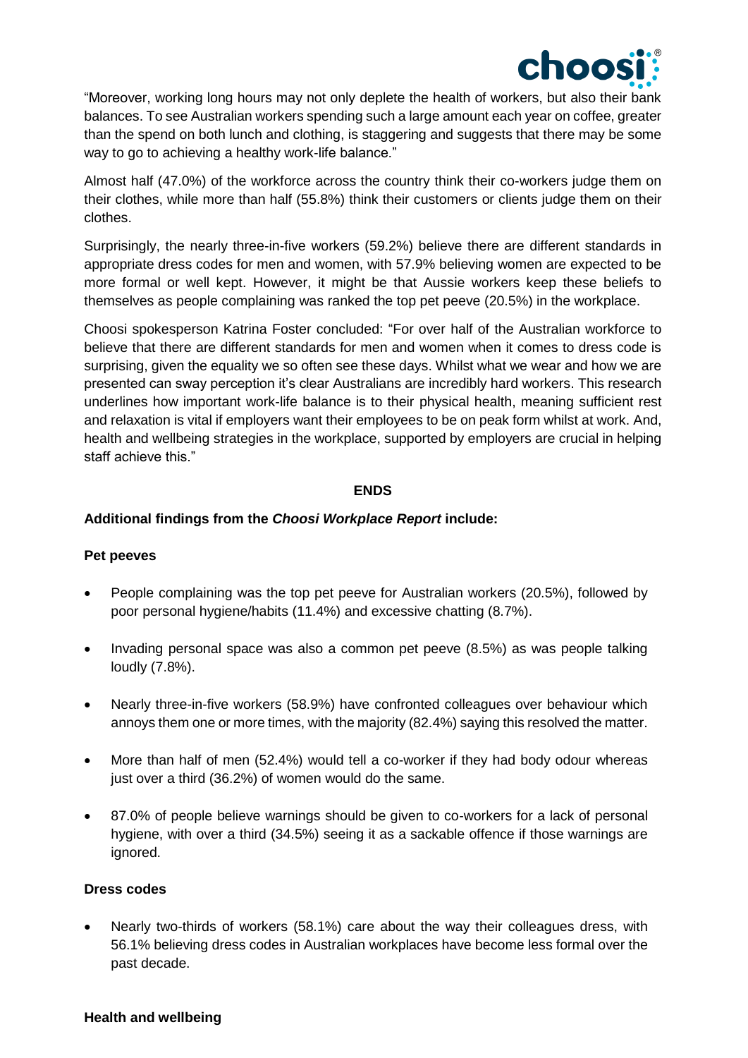"Moreover, working long hours may not only deplete the health of workers, but also their bank balances. To see Australian workers spending such a large amount each year on coffee, greater than the spend on both lunch and clothing, is staggering and suggests that there may be some way to go to achieving a healthy work-life balance."

Almost half (47.0%) of the workforce across the country think their co-workers judge them on their clothes, while more than half (55.8%) think their customers or clients judge them on their clothes.

Surprisingly, the nearly three-in-five workers (59.2%) believe there are different standards in appropriate dress codes for men and women, with 57.9% believing women are expected to be more formal or well kept. However, it might be that Aussie workers keep these beliefs to themselves as people complaining was ranked the top pet peeve (20.5%) in the workplace.

Choosi spokesperson Katrina Foster concluded: "For over half of the Australian workforce to believe that there are different standards for men and women when it comes to dress code is surprising, given the equality we so often see these days. Whilst what we wear and how we are presented can sway perception it's clear Australians are incredibly hard workers. This research underlines how important work-life balance is to their physical health, meaning sufficient rest and relaxation is vital if employers want their employees to be on peak form whilst at work. And, health and wellbeing strategies in the workplace, supported by employers are crucial in helping staff achieve this."

**ENDS**

**Additional findings from the *Choosi Workplace Report* include:**

**Pet peeves**

- People complaining was the top pet peeve for Australian workers (20.5%), followed by poor personal hygiene/habits (11.4%) and excessive chatting (8.7%).
- Invading personal space was also a common pet peeve (8.5%) as was people talking loudly (7.8%).
- Nearly three-in-five workers (58.9%) have confronted colleagues over behaviour which annoys them one or more times, with the majority (82.4%) saying this resolved the matter.
- More than half of men (52.4%) would tell a co-worker if they had body odour whereas just over a third (36.2%) of women would do the same.
- 87.0% of people believe warnings should be given to co-workers for a lack of personal hygiene, with over a third (34.5%) seeing it as a sackable offence if those warnings are ignored.

**Dress codes**

- Nearly two-thirds of workers (58.1%) care about the way their colleagues dress, with 56.1% believing dress codes in Australian workplaces have become less formal over the past decade.

**Health and wellbeing**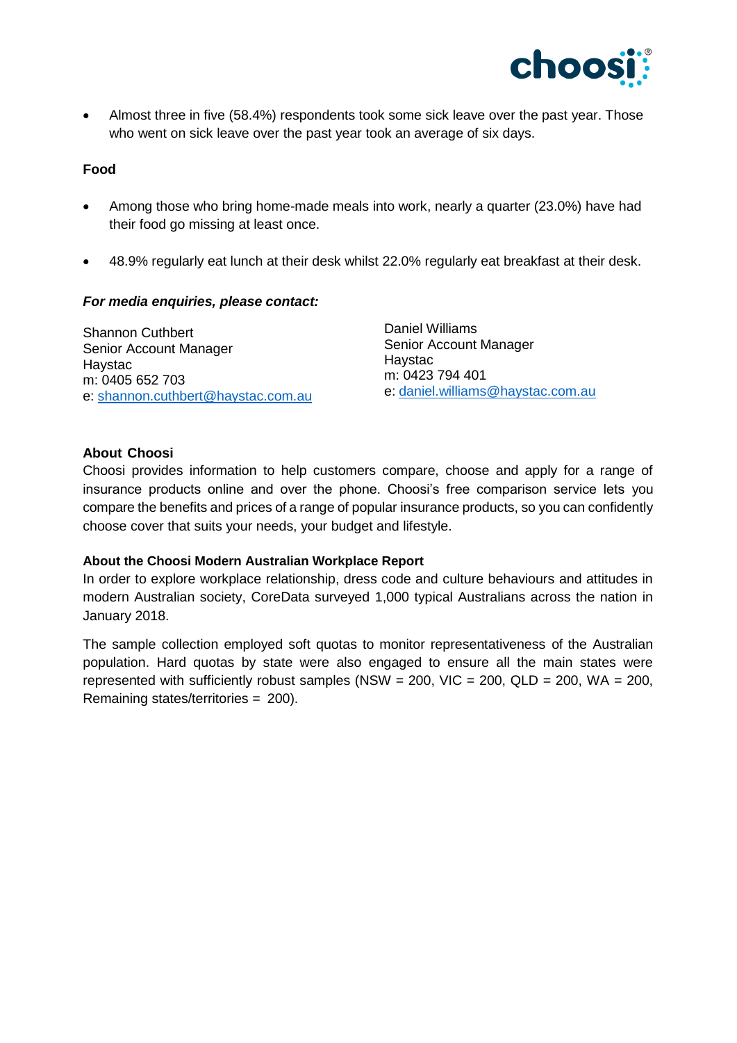- Almost three in five (58.4%) respondents took some sick leave over the past year. Those who went on sick leave over the past year took an average of six days.

**Food**

- Among those who bring home-made meals into work, nearly a quarter (23.0%) have had their food go missing at least once.

- 48.9% regularly eat lunch at their desk whilst 22.0% regularly eat breakfast at their desk.

***For media enquiries, please contact:***

Shannon Cuthbert
Senior Account Manager
Haystac
m: 0405 652 703
e: shannon.cuthbert@haystac.com.au

Daniel Williams
Senior Account Manager
Haystac
m: 0423 794 401
e: daniel.williams@haystac.com.au

**About Choosi**

Choosi provides information to help customers compare, choose and apply for a range of insurance products online and over the phone. Choosi's free comparison service lets you compare the benefits and prices of a range of popular insurance products, so you can confidently choose cover that suits your needs, your budget and lifestyle.

**About the Choosi Modern Australian Workplace Report**

In order to explore workplace relationship, dress code and culture behaviours and attitudes in modern Australian society, CoreData surveyed 1,000 typical Australians across the nation in January 2018.

The sample collection employed soft quotas to monitor representativeness of the Australian population. Hard quotas by state were also engaged to ensure all the main states were represented with sufficiently robust samples (NSW = 200, VIC = 200, QLD = 200, WA = 200, Remaining states/territories = 200).